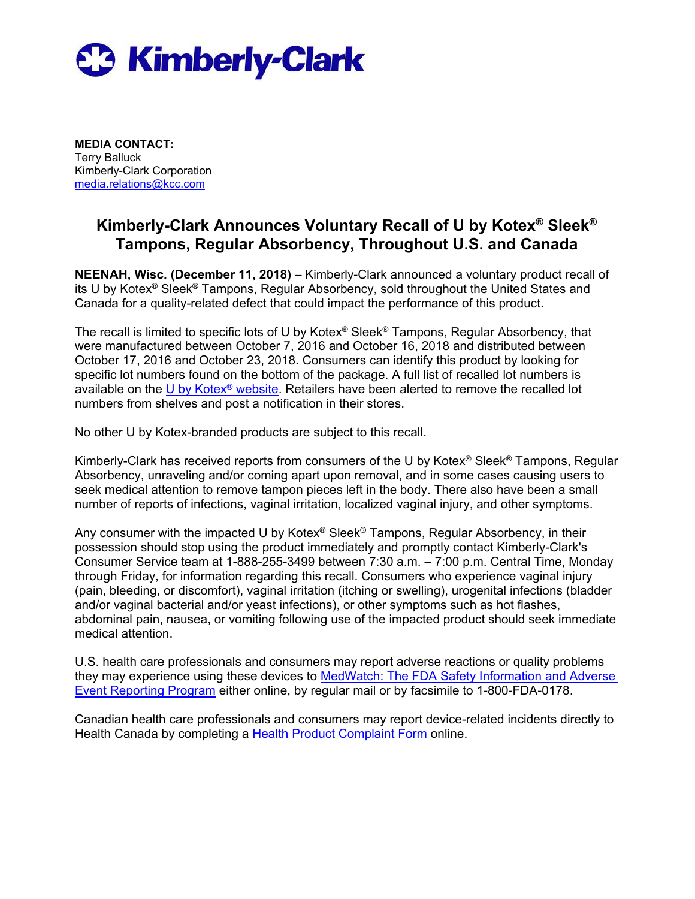Kimberly-Clark

**MEDIA CONTACT:**
Terry Balluck
Kimberly-Clark Corporation
media.relations@kcc.com

# Kimberly-Clark Announces Voluntary Recall of U by Kotex® Sleek® Tampons, Regular Absorbency, Throughout U.S. and Canada

**NEENAH, Wisc. (December 11, 2018)** – Kimberly-Clark announced a voluntary product recall of its U by Kotex® Sleek® Tampons, Regular Absorbency, sold throughout the United States and Canada for a quality-related defect that could impact the performance of this product.

The recall is limited to specific lots of U by Kotex® Sleek® Tampons, Regular Absorbency, that were manufactured between October 7, 2016 and October 16, 2018 and distributed between October 17, 2016 and October 23, 2018. Consumers can identify this product by looking for specific lot numbers found on the bottom of the package. A full list of recalled lot numbers is available on the U by Kotex® website. Retailers have been alerted to remove the recalled lot numbers from shelves and post a notification in their stores.

No other U by Kotex-branded products are subject to this recall.

Kimberly-Clark has received reports from consumers of the U by Kotex® Sleek® Tampons, Regular Absorbency, unraveling and/or coming apart upon removal, and in some cases causing users to seek medical attention to remove tampon pieces left in the body. There also have been a small number of reports of infections, vaginal irritation, localized vaginal injury, and other symptoms.

Any consumer with the impacted U by Kotex® Sleek® Tampons, Regular Absorbency, in their possession should stop using the product immediately and promptly contact Kimberly-Clark's Consumer Service team at 1-888-255-3499 between 7:30 a.m. – 7:00 p.m. Central Time, Monday through Friday, for information regarding this recall. Consumers who experience vaginal injury (pain, bleeding, or discomfort), vaginal irritation (itching or swelling), urogenital infections (bladder and/or vaginal bacterial and/or yeast infections), or other symptoms such as hot flashes, abdominal pain, nausea, or vomiting following use of the impacted product should seek immediate medical attention.

U.S. health care professionals and consumers may report adverse reactions or quality problems they may experience using these devices to MedWatch: The FDA Safety Information and Adverse Event Reporting Program either online, by regular mail or by facsimile to 1-800-FDA-0178.

Canadian health care professionals and consumers may report device-related incidents directly to Health Canada by completing a Health Product Complaint Form online.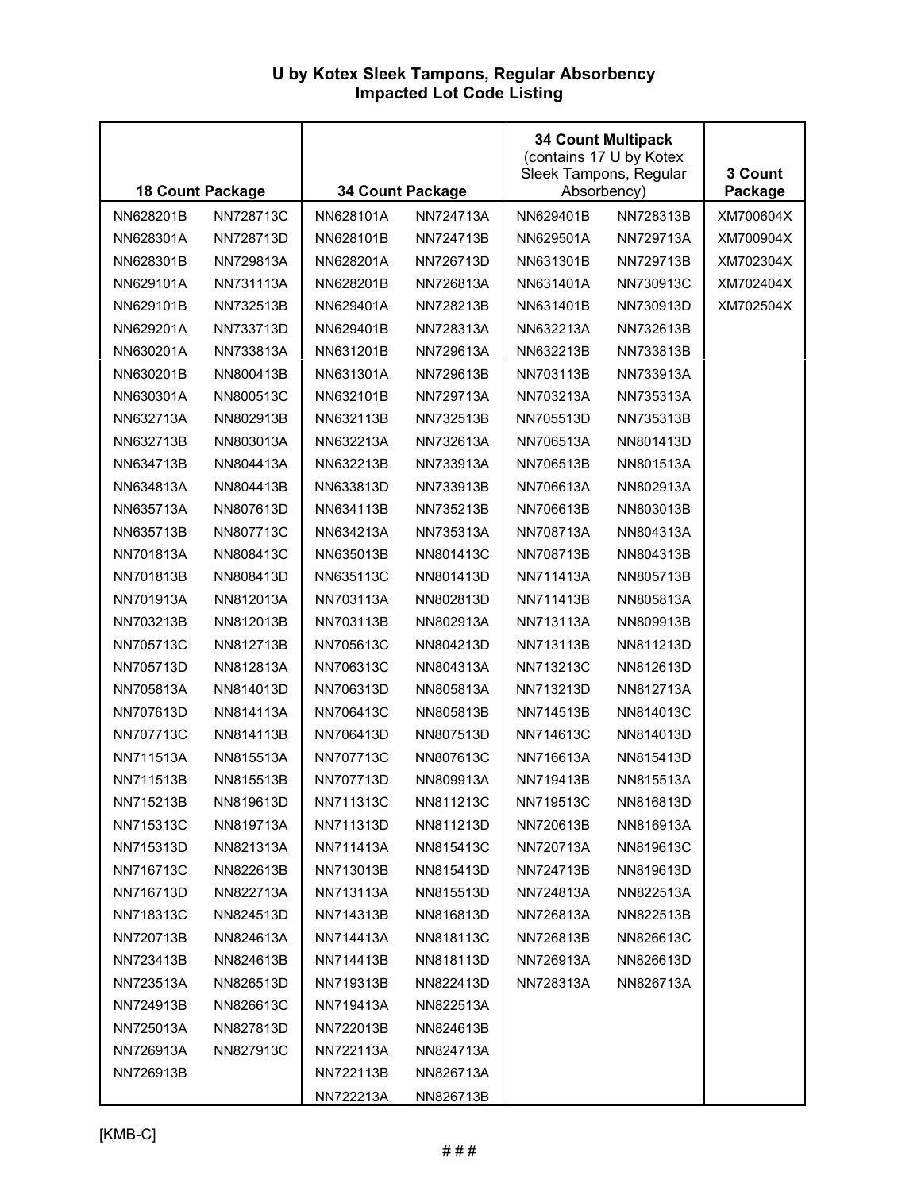## U by Kotex Sleek Tampons, Regular Absorbency
## Impacted Lot Code Listing

| 18 Count Package | | 34 Count Package | | 34 Count Multipack (contains 17 U by Kotex Sleek Tampons, Regular Absorbency) | | 3 Count Package |
|---|---|---|---|---|---|---|
| NN628201B | NN728713C | NN628101A | NN724713A | NN629401B | NN728313B | XM700604X |
| NN628301A | NN728713D | NN628101B | NN724713B | NN629501A | NN729713A | XM700904X |
| NN628301B | NN729813A | NN628201A | NN726713D | NN631301B | NN729713B | XM702304X |
| NN629101A | NN731113A | NN628201B | NN726813A | NN631401A | NN730913C | XM702404X |
| NN629101B | NN732513B | NN629401A | NN728213B | NN631401B | NN730913D | XM702504X |
| NN629201A | NN733713D | NN629401B | NN728313A | NN632213A | NN732613B | |
| NN630201A | NN733813A | NN631201B | NN729613A | NN632213B | NN733813B | |
| NN630201B | NN800413B | NN631301A | NN729613B | NN703113B | NN733913A | |
| NN630301A | NN800513C | NN632101B | NN729713A | NN703213A | NN735313A | |
| NN632713A | NN802913B | NN632113B | NN732513B | NN705513D | NN735313B | |
| NN632713B | NN803013A | NN632213A | NN732613A | NN706513A | NN801413D | |
| NN634713B | NN804413A | NN632213B | NN733913A | NN706513B | NN801513A | |
| NN634813A | NN804413B | NN633813D | NN733913B | NN706613A | NN802913A | |
| NN635713A | NN807613D | NN634113B | NN735213B | NN706613B | NN803013B | |
| NN635713B | NN807713C | NN634213A | NN735313A | NN708713A | NN804313A | |
| NN701813A | NN808413C | NN635013B | NN801413C | NN708713B | NN804313B | |
| NN701813B | NN808413D | NN635113C | NN801413D | NN711413A | NN805713B | |
| NN701913A | NN812013A | NN703113A | NN802813D | NN711413B | NN805813A | |
| NN703213B | NN812013B | NN703113B | NN802913A | NN713113A | NN809913B | |
| NN705713C | NN812713B | NN705613C | NN804213D | NN713113B | NN811213D | |
| NN705713D | NN812813A | NN706313C | NN804313A | NN713213C | NN812613D | |
| NN705813A | NN814013D | NN706313D | NN805813A | NN713213D | NN812713A | |
| NN707613D | NN814113A | NN706413C | NN805813B | NN714513B | NN814013C | |
| NN707713C | NN814113B | NN706413D | NN807513D | NN714613C | NN814013D | |
| NN711513A | NN815513A | NN707713C | NN807613C | NN716613A | NN815413D | |
| NN711513B | NN815513B | NN707713D | NN809913A | NN719413B | NN815513A | |
| NN715213B | NN819613D | NN711313C | NN811213C | NN719513C | NN816813D | |
| NN715313C | NN819713A | NN711313D | NN811213D | NN720613B | NN816913A | |
| NN715313D | NN821313A | NN711413A | NN815413C | NN720713A | NN819613C | |
| NN716713C | NN822613B | NN713013B | NN815413D | NN724713B | NN819613D | |
| NN716713D | NN822713A | NN713113A | NN815513D | NN724813A | NN822513A | |
| NN718313C | NN824513D | NN714313B | NN816813D | NN726813A | NN822513B | |
| NN720713B | NN824613A | NN714413A | NN818113C | NN726813B | NN826613C | |
| NN723413B | NN824613B | NN714413B | NN818113D | NN726913A | NN826613D | |
| NN723513A | NN826513D | NN719313B | NN822413D | NN728313A | NN826713A | |
| NN724913B | NN826613C | NN719413A | NN822513A | | | |
| NN725013A | NN827813D | NN722013B | NN824613B | | | |
| NN726913A | NN827913C | NN722113A | NN824713A | | | |
| NN726913B | | NN722113B | NN826713A | | | |
| | | NN722213A | NN826713B | | | |

[KMB-C]

# # #